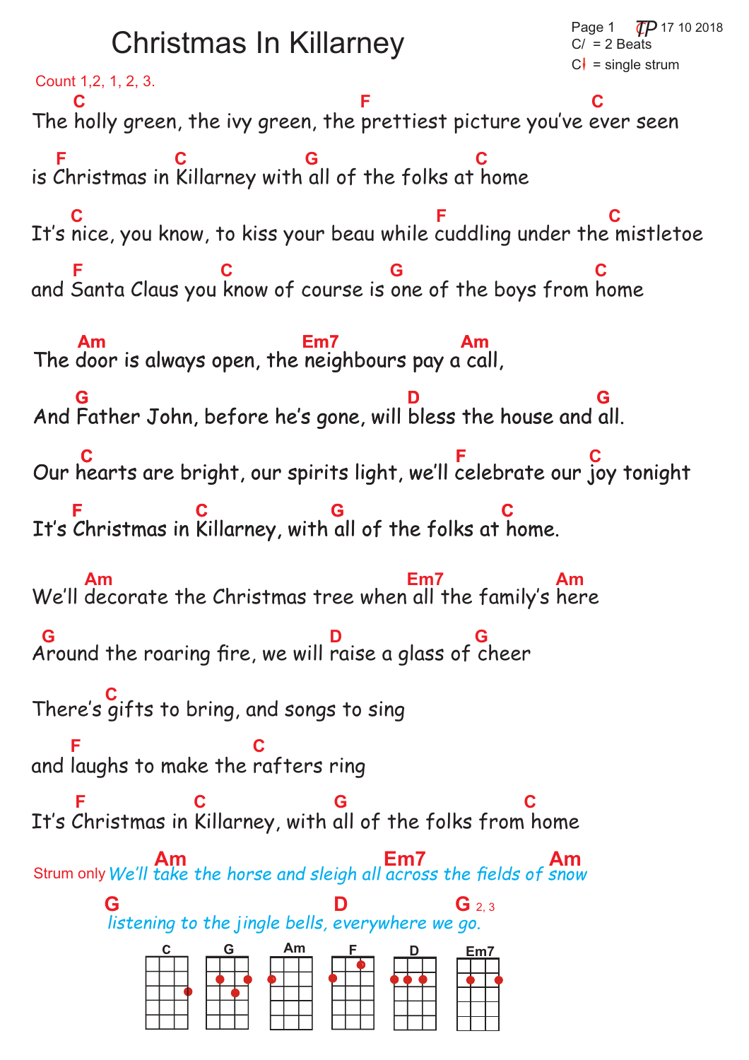# Christmas In Killarney

Page 1 · 17 10 2018

C/ = 2 Beats

C↓ = single strum

Count 1,2, 1, 2, 3.

```
 C                                F                              C
The holly green, the ivy green, the prettiest picture you've ever seen
  F              C              G                C
is Christmas in Killarney with all of the folks at home

  C                                   F                      C
It's nice, you know, to kiss your beau while cuddling under the mistletoe
  F                    C                  G                        C
and Santa Claus you know of course is one of the boys from home

   Am                      Em7               Am
The door is always open, the neighbours pay a call,
   G                                D                  G
And Father John, before he's gone, will bless the house and all.
   C                                     F                 C
Our hearts are bright, our spirits light, we'll celebrate our joy tonight
   F               C               G                C
It's Christmas in Killarney, with all of the folks at home.

   Am                                    Em7              Am
We'll decorate the Christmas tree when all the family's here
G                                  D                 G
Around the roaring fire, we will raise a glass of cheer
        C
There's gifts to bring, and songs to sing
   F                    C
and laughs to make the rafters ring
   F               C               G                   C
It's Christmas in Killarney, with all of the folks from home
```

Strum only

```
         Am                            Em7                    Am
We'll take the horse and sleigh all across the fields of snow
G                                D                 G 2, 3
listening to the jingle bells, everywhere we go.
```

C  G  Am  F  D  Em7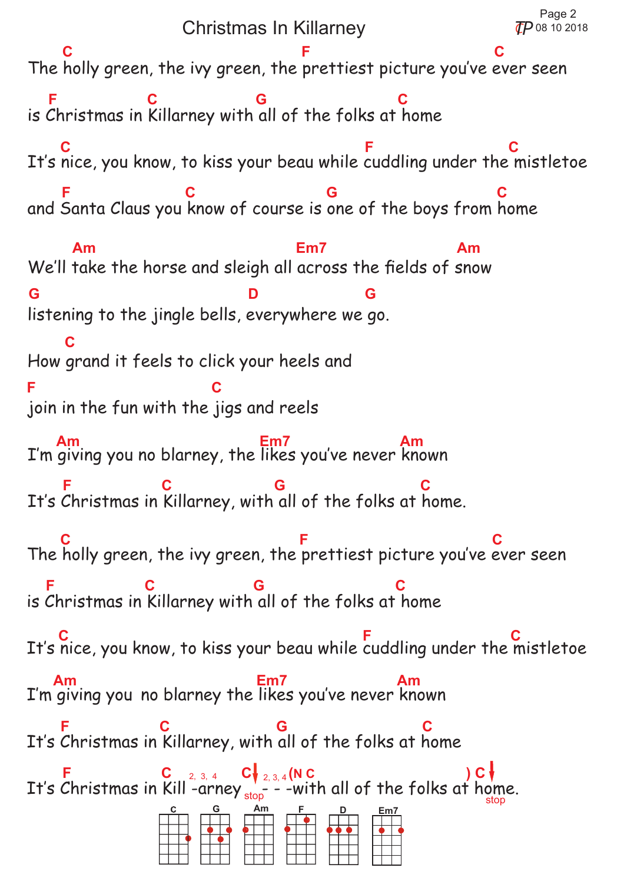# Christmas In Killarney

```
   C                                    F                         C
The holly green, the ivy green, the prettiest picture you've ever seen
  F             C               G                  C
is Christmas in Killarney with all of the folks at home

   C                                   F                        C
It's nice, you know, to kiss your beau while cuddling under the mistletoe
    F                   C                      G                   C
and Santa Claus you know of course is one of the boys from home

     Am                                Em7                  Am
We'll take the horse and sleigh all across the fields of snow
G                               D              G
listening to the jingle bells, everywhere we go.

    C
How grand it feels to click your heels and
F                              C
join in the fun with the jigs and reels

   Am                          Em7                 Am
I'm giving you no blarney, the likes you've never known
   F               C                 G                  C
It's Christmas in Killarney, with all of the folks at home.

   C                                    F                         C
The holly green, the ivy green, the prettiest picture you've ever seen
  F             C               G                  C
is Christmas in Killarney with all of the folks at home

   C                                   F                        C
It's nice, you know, to kiss your beau while cuddling under the mistletoe
   Am                         Em7                 Am
I'm giving you  no blarney the likes you've never known
   F               C                 G                  C
It's Christmas in Killarney, with all of the folks at home
   F             C  2, 3, 4   C↓  2, 3, 4 (N C                   ) C↓
It's Christmas in Kill -arney    stop  - - -with all of the folks at home.
                                                                  stop
```

C G Am F D Em7